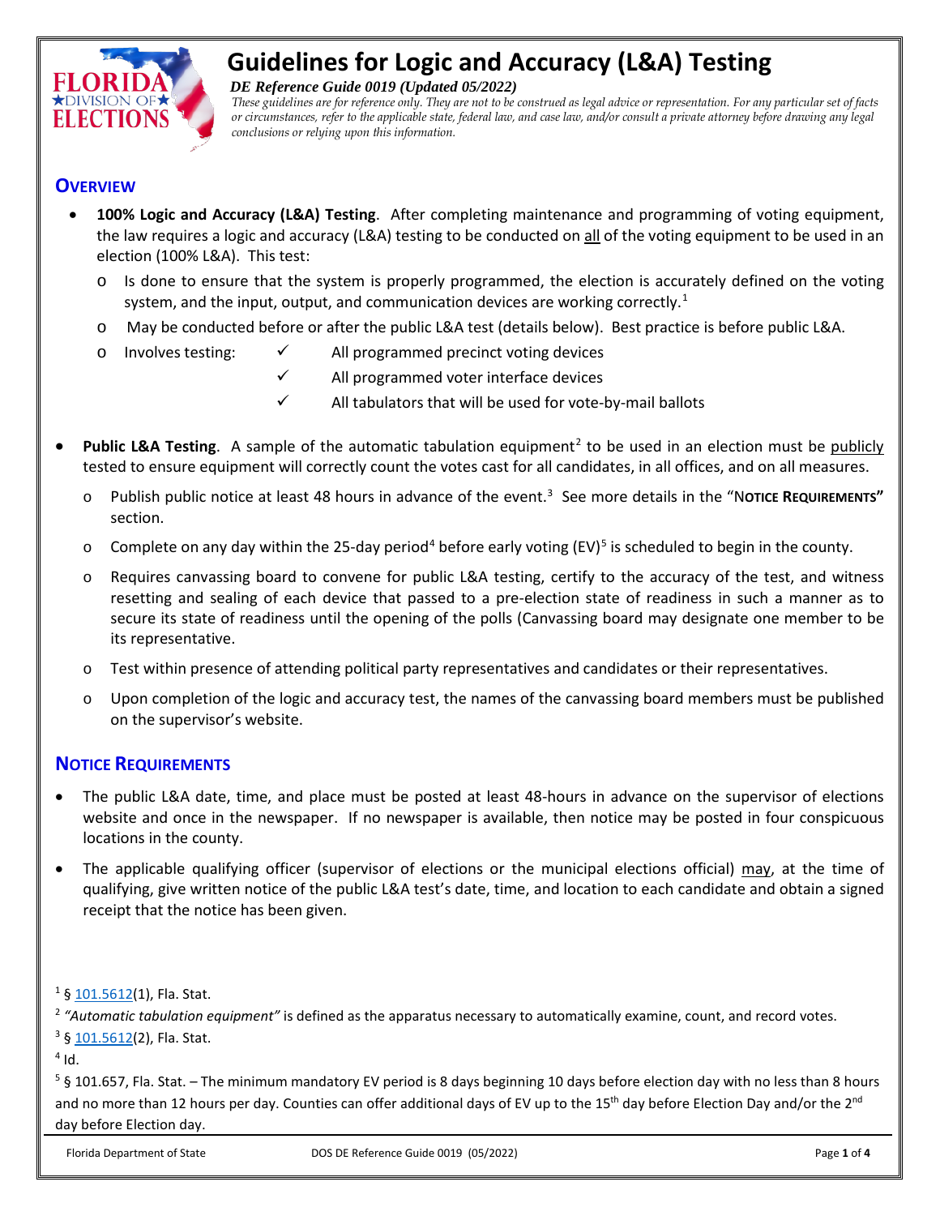# Guidelines for Logic and Accuracy (L&A) Testing

***DE Reference Guide 0019 (Updated 05/2022)***

*These guidelines are for reference only. They are not to be construed as legal advice or representation. For any particular set of facts or circumstances, refer to the applicable state, federal law, and case law, and/or consult a private attorney before drawing any legal conclusions or relying upon this information.*

## OVERVIEW

- **100% Logic and Accuracy (L&A) Testing**. After completing maintenance and programming of voting equipment, the law requires a logic and accuracy (L&A) testing to be conducted on all of the voting equipment to be used in an election (100% L&A). This test:
  - Is done to ensure that the system is properly programmed, the election is accurately defined on the voting system, and the input, output, and communication devices are working correctly.[1]
  - May be conducted before or after the public L&A test (details below). Best practice is before public L&A.
  - Involves testing:
    - ✓ All programmed precinct voting devices
    - ✓ All programmed voter interface devices
    - ✓ All tabulators that will be used for vote-by-mail ballots

- **Public L&A Testing**. A sample of the automatic tabulation equipment[2] to be used in an election must be publicly tested to ensure equipment will correctly count the votes cast for all candidates, in all offices, and on all measures.
  - Publish public notice at least 48 hours in advance of the event.[3] See more details in the "**NOTICE REQUIREMENTS"** section.
  - Complete on any day within the 25-day period[4] before early voting (EV)[5] is scheduled to begin in the county.
  - Requires canvassing board to convene for public L&A testing, certify to the accuracy of the test, and witness resetting and sealing of each device that passed to a pre-election state of readiness in such a manner as to secure its state of readiness until the opening of the polls (Canvassing board may designate one member to be its representative.
  - Test within presence of attending political party representatives and candidates or their representatives.
  - Upon completion of the logic and accuracy test, the names of the canvassing board members must be published on the supervisor's website.

## NOTICE REQUIREMENTS

- The public L&A date, time, and place must be posted at least 48-hours in advance on the supervisor of elections website and once in the newspaper. If no newspaper is available, then notice may be posted in four conspicuous locations in the county.
- The applicable qualifying officer (supervisor of elections or the municipal elections official) may, at the time of qualifying, give written notice of the public L&A test's date, time, and location to each candidate and obtain a signed receipt that the notice has been given.

---

[1] § 101.5612(1), Fla. Stat.

[2] *"Automatic tabulation equipment"* is defined as the apparatus necessary to automatically examine, count, and record votes.

[3] § 101.5612(2), Fla. Stat.

[4] Id.

[5] § 101.657, Fla. Stat. – The minimum mandatory EV period is 8 days beginning 10 days before election day with no less than 8 hours and no more than 12 hours per day. Counties can offer additional days of EV up to the 15th day before Election Day and/or the 2nd day before Election day.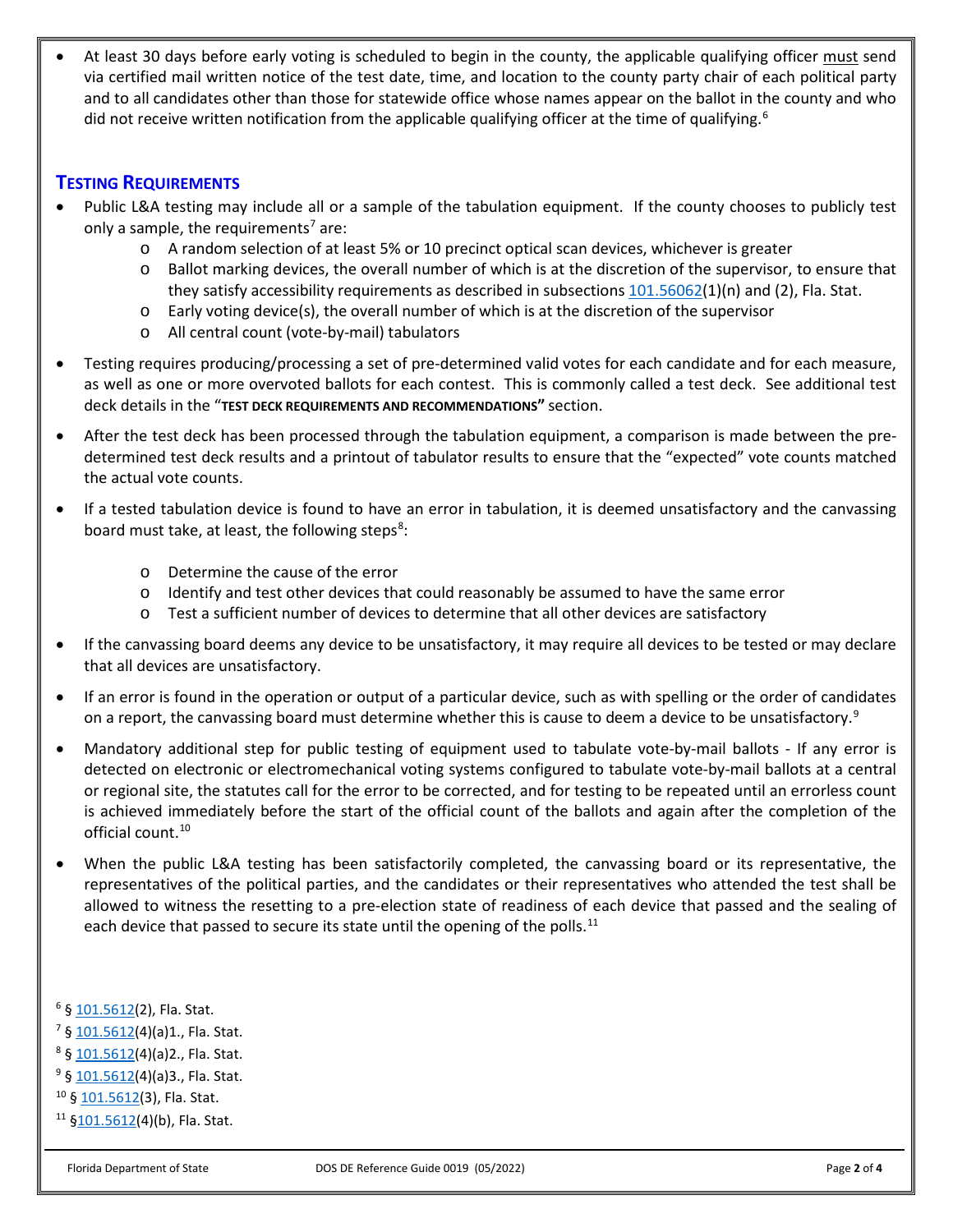- At least 30 days before early voting is scheduled to begin in the county, the applicable qualifying officer must send via certified mail written notice of the test date, time, and location to the county party chair of each political party and to all candidates other than those for statewide office whose names appear on the ballot in the county and who did not receive written notification from the applicable qualifying officer at the time of qualifying.[6]

## TESTING REQUIREMENTS

- Public L&A testing may include all or a sample of the tabulation equipment. If the county chooses to publicly test only a sample, the requirements[7] are:
  - A random selection of at least 5% or 10 precinct optical scan devices, whichever is greater
  - Ballot marking devices, the overall number of which is at the discretion of the supervisor, to ensure that they satisfy accessibility requirements as described in subsections 101.56062(1)(n) and (2), Fla. Stat.
  - Early voting device(s), the overall number of which is at the discretion of the supervisor
  - All central count (vote-by-mail) tabulators
- Testing requires producing/processing a set of pre-determined valid votes for each candidate and for each measure, as well as one or more overvoted ballots for each contest. This is commonly called a test deck. See additional test deck details in the "**TEST DECK REQUIREMENTS AND RECOMMENDATIONS**" section.
- After the test deck has been processed through the tabulation equipment, a comparison is made between the pre-determined test deck results and a printout of tabulator results to ensure that the "expected" vote counts matched the actual vote counts.
- If a tested tabulation device is found to have an error in tabulation, it is deemed unsatisfactory and the canvassing board must take, at least, the following steps[8]:
  - Determine the cause of the error
  - Identify and test other devices that could reasonably be assumed to have the same error
  - Test a sufficient number of devices to determine that all other devices are satisfactory
- If the canvassing board deems any device to be unsatisfactory, it may require all devices to be tested or may declare that all devices are unsatisfactory.
- If an error is found in the operation or output of a particular device, such as with spelling or the order of candidates on a report, the canvassing board must determine whether this is cause to deem a device to be unsatisfactory.[9]
- Mandatory additional step for public testing of equipment used to tabulate vote-by-mail ballots - If any error is detected on electronic or electromechanical voting systems configured to tabulate vote-by-mail ballots at a central or regional site, the statutes call for the error to be corrected, and for testing to be repeated until an errorless count is achieved immediately before the start of the official count of the ballots and again after the completion of the official count.[10]
- When the public L&A testing has been satisfactorily completed, the canvassing board or its representative, the representatives of the political parties, and the candidates or their representatives who attended the test shall be allowed to witness the resetting to a pre-election state of readiness of each device that passed and the sealing of each device that passed to secure its state until the opening of the polls.[11]

[6] § 101.5612(2), Fla. Stat.
[7] § 101.5612(4)(a)1., Fla. Stat.
[8] § 101.5612(4)(a)2., Fla. Stat.
[9] § 101.5612(4)(a)3., Fla. Stat.
[10] § 101.5612(3), Fla. Stat.
[11] §101.5612(4)(b), Fla. Stat.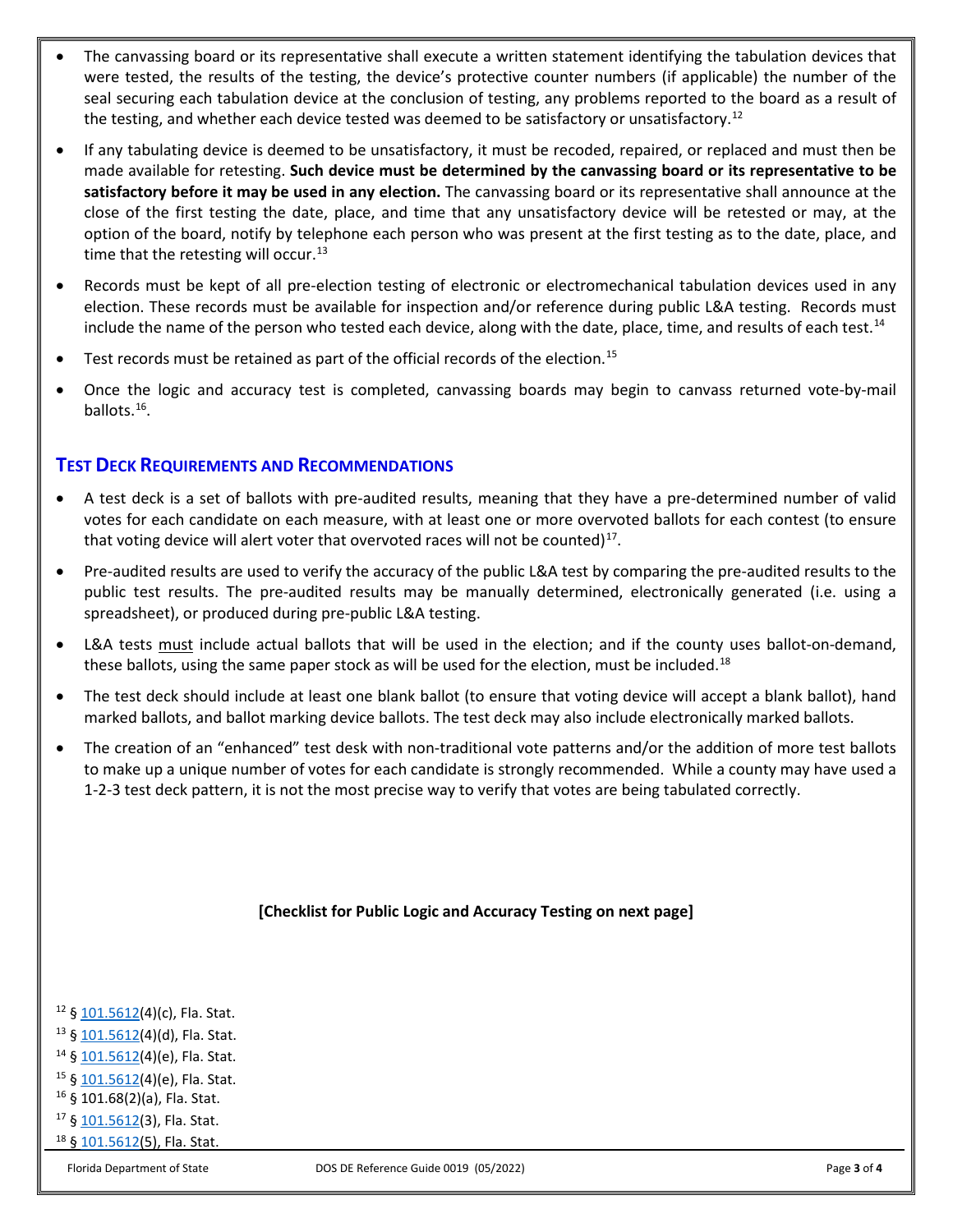- The canvassing board or its representative shall execute a written statement identifying the tabulation devices that were tested, the results of the testing, the device's protective counter numbers (if applicable) the number of the seal securing each tabulation device at the conclusion of testing, any problems reported to the board as a result of the testing, and whether each device tested was deemed to be satisfactory or unsatisfactory.[12]
- If any tabulating device is deemed to be unsatisfactory, it must be recoded, repaired, or replaced and must then be made available for retesting. **Such device must be determined by the canvassing board or its representative to be satisfactory before it may be used in any election.** The canvassing board or its representative shall announce at the close of the first testing the date, place, and time that any unsatisfactory device will be retested or may, at the option of the board, notify by telephone each person who was present at the first testing as to the date, place, and time that the retesting will occur.[13]
- Records must be kept of all pre-election testing of electronic or electromechanical tabulation devices used in any election. These records must be available for inspection and/or reference during public L&A testing. Records must include the name of the person who tested each device, along with the date, place, time, and results of each test.[14]
- Test records must be retained as part of the official records of the election.[15]
- Once the logic and accuracy test is completed, canvassing boards may begin to canvass returned vote-by-mail ballots.[16].

## Test Deck Requirements and Recommendations

- A test deck is a set of ballots with pre-audited results, meaning that they have a pre-determined number of valid votes for each candidate on each measure, with at least one or more overvoted ballots for each contest (to ensure that voting device will alert voter that overvoted races will not be counted)[17].
- Pre-audited results are used to verify the accuracy of the public L&A test by comparing the pre-audited results to the public test results. The pre-audited results may be manually determined, electronically generated (i.e. using a spreadsheet), or produced during pre-public L&A testing.
- L&A tests must include actual ballots that will be used in the election; and if the county uses ballot-on-demand, these ballots, using the same paper stock as will be used for the election, must be included.[18]
- The test deck should include at least one blank ballot (to ensure that voting device will accept a blank ballot), hand marked ballots, and ballot marking device ballots. The test deck may also include electronically marked ballots.
- The creation of an "enhanced" test desk with non-traditional vote patterns and/or the addition of more test ballots to make up a unique number of votes for each candidate is strongly recommended. While a county may have used a 1-2-3 test deck pattern, it is not the most precise way to verify that votes are being tabulated correctly.

**[Checklist for Public Logic and Accuracy Testing on next page]**

[12] § 101.5612(4)(c), Fla. Stat.
[13] § 101.5612(4)(d), Fla. Stat.
[14] § 101.5612(4)(e), Fla. Stat.
[15] § 101.5612(4)(e), Fla. Stat.
[16] § 101.68(2)(a), Fla. Stat.
[17] § 101.5612(3), Fla. Stat.
[18] § 101.5612(5), Fla. Stat.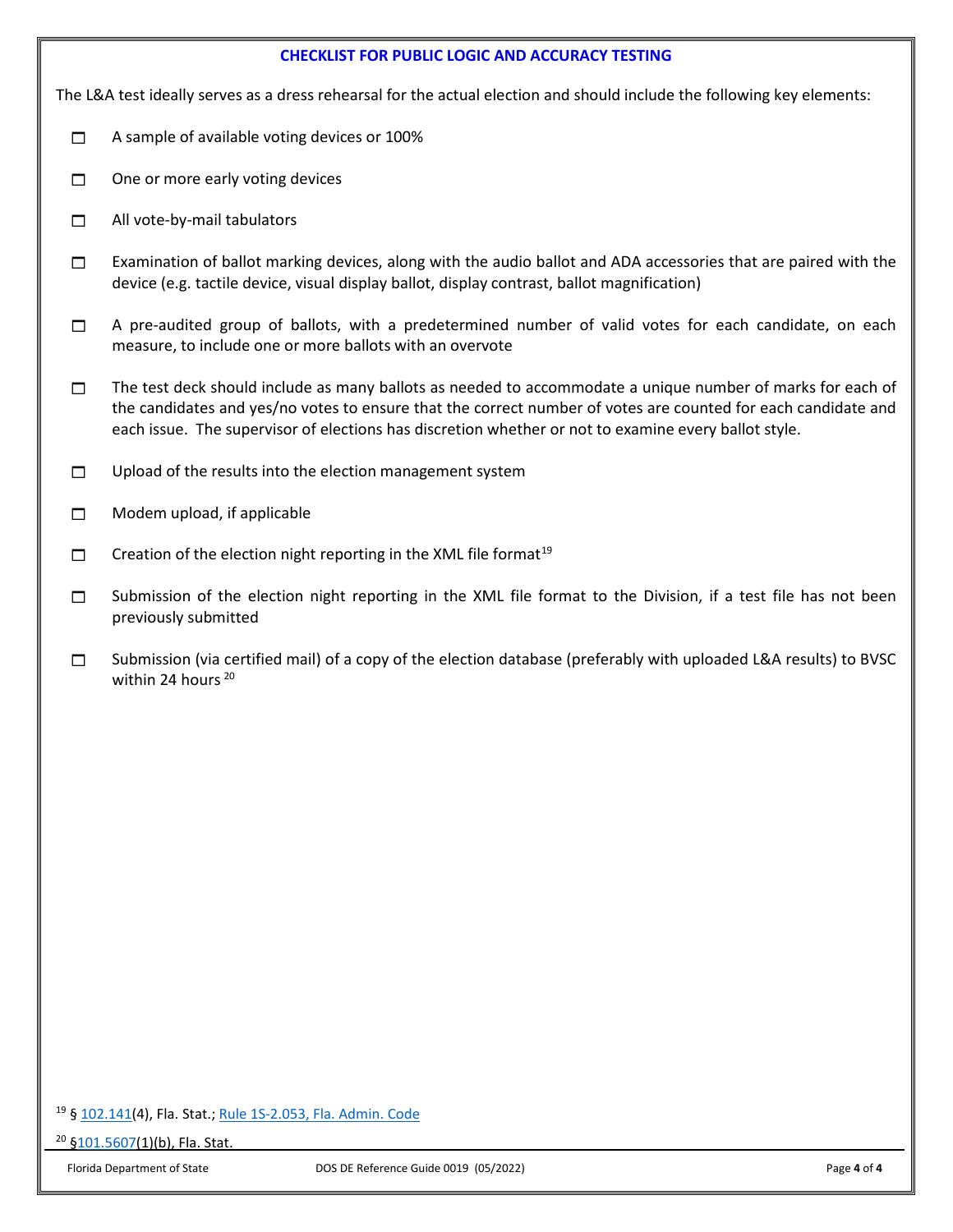## CHECKLIST FOR PUBLIC LOGIC AND ACCURACY TESTING

The L&A test ideally serves as a dress rehearsal for the actual election and should include the following key elements:

- ☐ A sample of available voting devices or 100%
- ☐ One or more early voting devices
- ☐ All vote-by-mail tabulators
- ☐ Examination of ballot marking devices, along with the audio ballot and ADA accessories that are paired with the device (e.g. tactile device, visual display ballot, display contrast, ballot magnification)
- ☐ A pre-audited group of ballots, with a predetermined number of valid votes for each candidate, on each measure, to include one or more ballots with an overvote
- ☐ The test deck should include as many ballots as needed to accommodate a unique number of marks for each of the candidates and yes/no votes to ensure that the correct number of votes are counted for each candidate and each issue. The supervisor of elections has discretion whether or not to examine every ballot style.
- ☐ Upload of the results into the election management system
- ☐ Modem upload, if applicable
- ☐ Creation of the election night reporting in the XML file format[19]
- ☐ Submission of the election night reporting in the XML file format to the Division, if a test file has not been previously submitted
- ☐ Submission (via certified mail) of a copy of the election database (preferably with uploaded L&A results) to BVSC within 24 hours [20]

---

[19] § 102.141(4), Fla. Stat.; Rule 1S-2.053, Fla. Admin. Code

[20] §101.5607(1)(b), Fla. Stat.